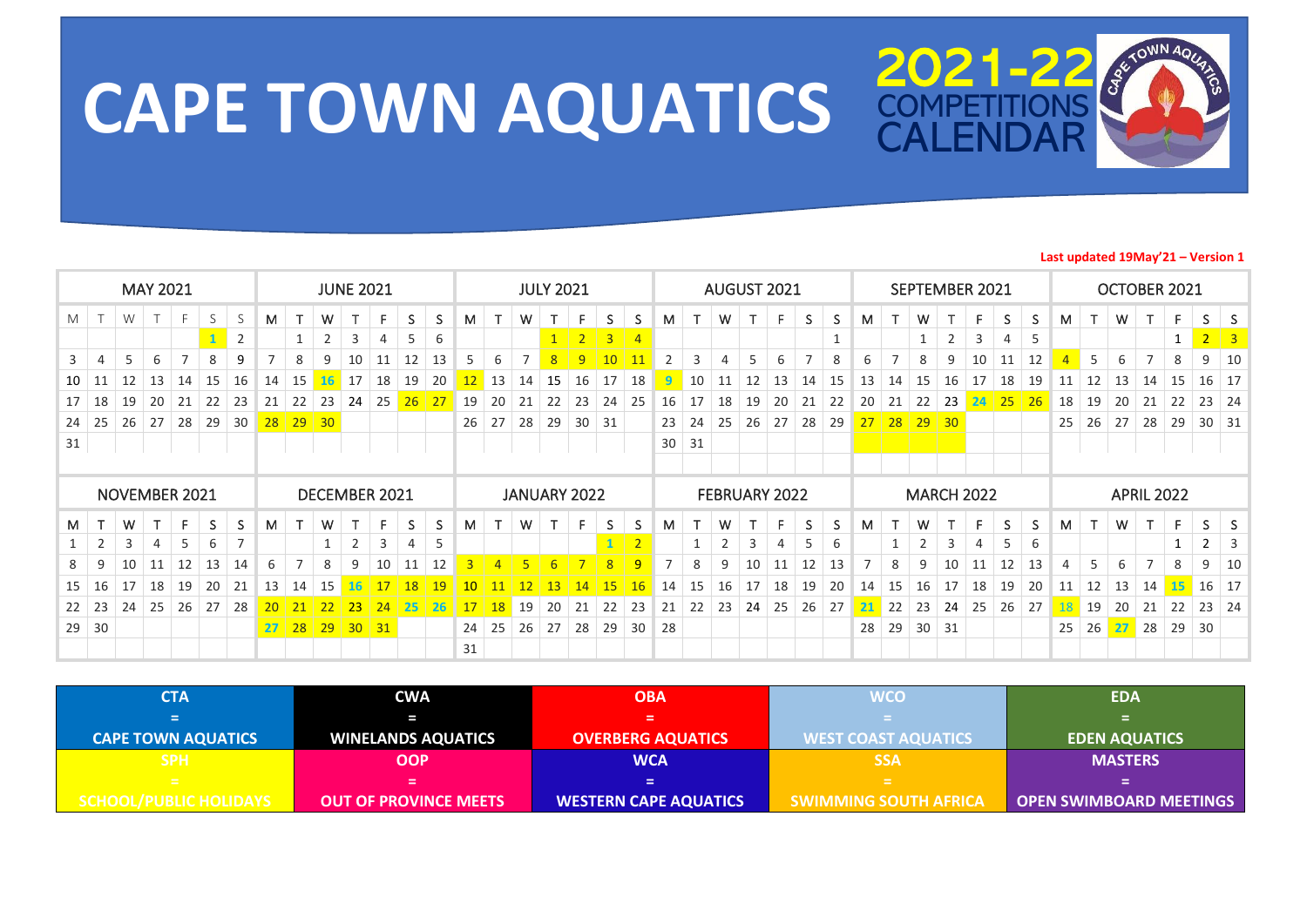# CAPE TOWN AQUATICS

**2021-22 COMPETITIONS CALENDAR**

Last updated 19May'21 – Version 1

**MAY 2021**

| M | T | W | T | F | S | S |
|---|---|---|---|---|---|---|
| | | | | | 1 | 2 |
| 3 | 4 | 5 | 6 | 7 | 8 | 9 |
| 10 | 11 | 12 | 13 | 14 | 15 | 16 |
| 17 | 18 | 19 | 20 | 21 | 22 | 23 |
| 24 | 25 | 26 | 27 | 28 | 29 | 30 |
| 31 | | | | | | |

**JUNE 2021**

| M | T | W | T | F | S | S |
|---|---|---|---|---|---|---|
| | 1 | 2 | 3 | 4 | 5 | 6 |
| 7 | 8 | 9 | 10 | 11 | 12 | 13 |
| 14 | 15 | 16 | 17 | 18 | 19 | 20 |
| 21 | 22 | 23 | 24 | 25 | 26 | 27 |
| 28 | 29 | 30 | | | | |

**JULY 2021**

| M | T | W | T | F | S | S |
|---|---|---|---|---|---|---|
| | | | 1 | 2 | 3 | 4 |
| 5 | 6 | 7 | 8 | 9 | 10 | 11 |
| 12 | 13 | 14 | 15 | 16 | 17 | 18 |
| 19 | 20 | 21 | 22 | 23 | 24 | 25 |
| 26 | 27 | 28 | 29 | 30 | 31 | |

**AUGUST 2021**

| M | T | W | T | F | S | S |
|---|---|---|---|---|---|---|
| | | | | | | 1 |
| 2 | 3 | 4 | 5 | 6 | 7 | 8 |
| 9 | 10 | 11 | 12 | 13 | 14 | 15 |
| 16 | 17 | 18 | 19 | 20 | 21 | 22 |
| 23 | 24 | 25 | 26 | 27 | 28 | 29 |
| 30 | 31 | | | | | |

**SEPTEMBER 2021**

| M | T | W | T | F | S | S |
|---|---|---|---|---|---|---|
| | | 1 | 2 | 3 | 4 | 5 |
| 6 | 7 | 8 | 9 | 10 | 11 | 12 |
| 13 | 14 | 15 | 16 | 17 | 18 | 19 |
| 20 | 21 | 22 | 23 | 24 | 25 | 26 |
| 27 | 28 | 29 | 30 | | | |

**OCTOBER 2021**

| M | T | W | T | F | S | S |
|---|---|---|---|---|---|---|
| | | | | 1 | 2 | 3 |
| 4 | 5 | 6 | 7 | 8 | 9 | 10 |
| 11 | 12 | 13 | 14 | 15 | 16 | 17 |
| 18 | 19 | 20 | 21 | 22 | 23 | 24 |
| 25 | 26 | 27 | 28 | 29 | 30 | 31 |

**NOVEMBER 2021**

| M | T | W | T | F | S | S |
|---|---|---|---|---|---|---|
| 1 | 2 | 3 | 4 | 5 | 6 | 7 |
| 8 | 9 | 10 | 11 | 12 | 13 | 14 |
| 15 | 16 | 17 | 18 | 19 | 20 | 21 |
| 22 | 23 | 24 | 25 | 26 | 27 | 28 |
| 29 | 30 | | | | | |

**DECEMBER 2021**

| M | T | W | T | F | S | S |
|---|---|---|---|---|---|---|
| | | 1 | 2 | 3 | 4 | 5 |
| 6 | 7 | 8 | 9 | 10 | 11 | 12 |
| 13 | 14 | 15 | 16 | 17 | 18 | 19 |
| 20 | 21 | 22 | 23 | 24 | 25 | 26 |
| 27 | 28 | 29 | 30 | 31 | | |

**JANUARY 2022**

| M | T | W | T | F | S | S |
|---|---|---|---|---|---|---|
| | | | | | 1 | 2 |
| 3 | 4 | 5 | 6 | 7 | 8 | 9 |
| 10 | 11 | 12 | 13 | 14 | 15 | 16 |
| 17 | 18 | 19 | 20 | 21 | 22 | 23 |
| 24 | 25 | 26 | 27 | 28 | 29 | 30 |
| 31 | | | | | | |

**FEBRUARY 2022**

| M | T | W | T | F | S | S |
|---|---|---|---|---|---|---|
| | 1 | 2 | 3 | 4 | 5 | 6 |
| 7 | 8 | 9 | 10 | 11 | 12 | 13 |
| 14 | 15 | 16 | 17 | 18 | 19 | 20 |
| 21 | 22 | 23 | 24 | 25 | 26 | 27 |
| 28 | | | | | | |

**MARCH 2022**

| M | T | W | T | F | S | S |
|---|---|---|---|---|---|---|
| | 1 | 2 | 3 | 4 | 5 | 6 |
| 7 | 8 | 9 | 10 | 11 | 12 | 13 |
| 14 | 15 | 16 | 17 | 18 | 19 | 20 |
| 21 | 22 | 23 | 24 | 25 | 26 | 27 |
| 28 | 29 | 30 | 31 | | | |

**APRIL 2022**

| M | T | W | T | F | S | S |
|---|---|---|---|---|---|---|
| | | | | 1 | 2 | 3 |
| 4 | 5 | 6 | 7 | 8 | 9 | 10 |
| 11 | 12 | 13 | 14 | 15 | 16 | 17 |
| 18 | 19 | 20 | 21 | 22 | 23 | 24 |
| 25 | 26 | 27 | 28 | 29 | 30 | |

| CTA = CAPE TOWN AQUATICS | CWA = WINELANDS AQUATICS | OBA = OVERBERG AQUATICS | WCO = WEST COAST AQUATICS | EDA = EDEN AQUATICS |
|---|---|---|---|---|
| SPH = SCHOOL/PUBLIC HOLIDAYS | OOP = OUT OF PROVINCE MEETS | WCA = WESTERN CAPE AQUATICS | SSA = SWIMMING SOUTH AFRICA | MASTERS = OPEN SWIMBOARD MEETINGS |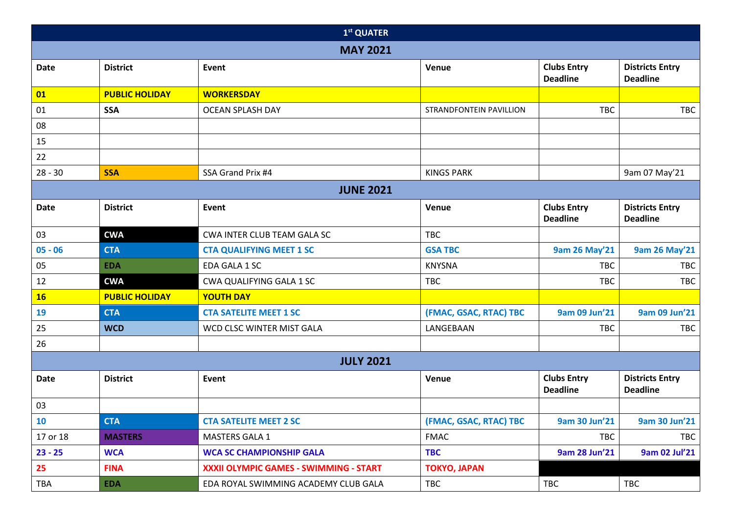| 1st QUATER | | | | | |
|---|---|---|---|---|---|
| **MAY 2021** | | | | | |
| **Date** | **District** | **Event** | **Venue** | **Clubs Entry Deadline** | **Districts Entry Deadline** |
| **01** | **PUBLIC HOLIDAY** | **WORKERSDAY** | | | |
| 01 | **SSA** | OCEAN SPLASH DAY | STRANDFONTEIN PAVILLION | TBC | TBC |
| 08 | | | | | |
| 15 | | | | | |
| 22 | | | | | |
| 28 - 30 | **SSA** | SSA Grand Prix #4 | KINGS PARK | | 9am 07 May'21 |
| **JUNE 2021** | | | | | |
| **Date** | **District** | **Event** | **Venue** | **Clubs Entry Deadline** | **Districts Entry Deadline** |
| 03 | **CWA** | CWA INTER CLUB TEAM GALA SC | TBC | | |
| **05 - 06** | **CTA** | **CTA QUALIFYING MEET 1 SC** | **GSA TBC** | **9am 26 May'21** | **9am 26 May'21** |
| 05 | **EDA** | EDA GALA 1 SC | KNYSNA | TBC | TBC |
| 12 | **CWA** | CWA QUALIFYING GALA 1 SC | TBC | TBC | TBC |
| **16** | **PUBLIC HOLIDAY** | **YOUTH DAY** | | | |
| **19** | **CTA** | **CTA SATELITE MEET 1 SC** | **(FMAC, GSAC, RTAC) TBC** | **9am 09 Jun'21** | **9am 09 Jun'21** |
| 25 | **WCD** | WCD CLSC WINTER MIST GALA | LANGEBAAN | TBC | TBC |
| 26 | | | | | |
| **JULY 2021** | | | | | |
| **Date** | **District** | **Event** | **Venue** | **Clubs Entry Deadline** | **Districts Entry Deadline** |
| 03 | | | | | |
| **10** | **CTA** | **CTA SATELITE MEET 2 SC** | **(FMAC, GSAC, RTAC) TBC** | **9am 30 Jun'21** | **9am 30 Jun'21** |
| 17 or 18 | **MASTERS** | MASTERS GALA 1 | FMAC | TBC | TBC |
| **23 - 25** | **WCA** | **WCA SC CHAMPIONSHIP GALA** | **TBC** | **9am 28 Jun'21** | **9am 02 Jul'21** |
| **25** | **FINA** | **XXXII OLYMPIC GAMES - SWIMMING - START** | **TOKYO, JAPAN** | | |
| TBA | **EDA** | EDA ROYAL SWIMMING ACADEMY CLUB GALA | TBC | TBC | TBC |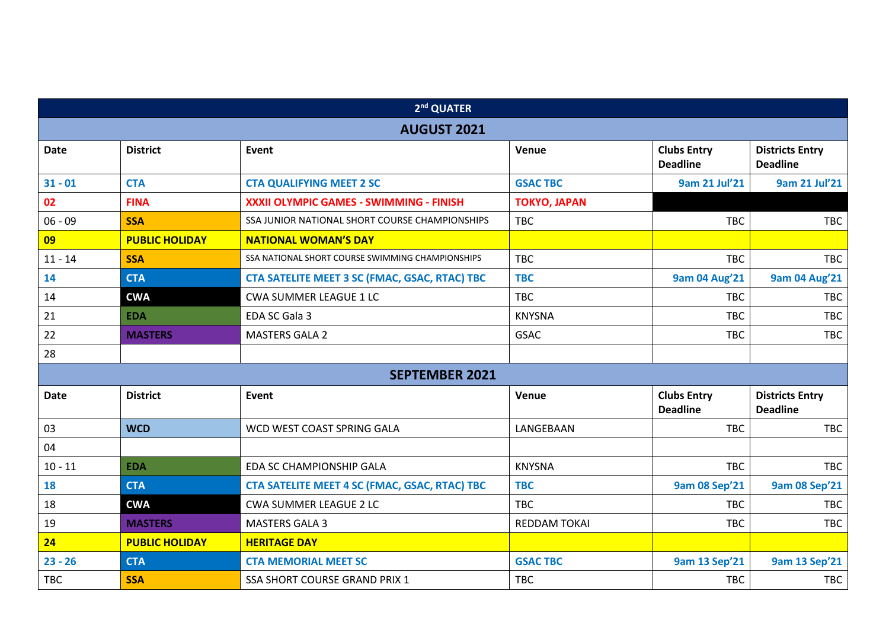| 2nd QUATER | | | | | |
|---|---|---|---|---|---|
| **AUGUST 2021** | | | | | |
| **Date** | **District** | **Event** | **Venue** | **Clubs Entry Deadline** | **Districts Entry Deadline** |
| **31 - 01** | **CTA** | **CTA QUALIFYING MEET 2 SC** | **GSAC TBC** | **9am 21 Jul'21** | **9am 21 Jul'21** |
| **02** | **FINA** | **XXXII OLYMPIC GAMES - SWIMMING - FINISH** | **TOKYO, JAPAN** | | |
| 06 - 09 | **SSA** | SSA JUNIOR NATIONAL SHORT COURSE CHAMPIONSHIPS | TBC | TBC | TBC |
| **09** | **PUBLIC HOLIDAY** | **NATIONAL WOMAN'S DAY** | | | |
| 11 - 14 | **SSA** | SSA NATIONAL SHORT COURSE SWIMMING CHAMPIONSHIPS | TBC | TBC | TBC |
| **14** | **CTA** | **CTA SATELITE MEET 3 SC (FMAC, GSAC, RTAC) TBC** | **TBC** | **9am 04 Aug'21** | **9am 04 Aug'21** |
| 14 | **CWA** | CWA SUMMER LEAGUE 1 LC | TBC | TBC | TBC |
| 21 | **EDA** | EDA SC Gala 3 | KNYSNA | TBC | TBC |
| 22 | **MASTERS** | MASTERS GALA 2 | GSAC | TBC | TBC |
| 28 | | | | | |
| **SEPTEMBER 2021** | | | | | |
| **Date** | **District** | **Event** | **Venue** | **Clubs Entry Deadline** | **Districts Entry Deadline** |
| 03 | **WCD** | WCD WEST COAST SPRING GALA | LANGEBAAN | TBC | TBC |
| 04 | | | | | |
| 10 - 11 | **EDA** | EDA SC CHAMPIONSHIP GALA | KNYSNA | TBC | TBC |
| **18** | **CTA** | **CTA SATELITE MEET 4 SC (FMAC, GSAC, RTAC) TBC** | **TBC** | **9am 08 Sep'21** | **9am 08 Sep'21** |
| 18 | **CWA** | CWA SUMMER LEAGUE 2 LC | TBC | TBC | TBC |
| 19 | **MASTERS** | MASTERS GALA 3 | REDDAM TOKAI | TBC | TBC |
| **24** | **PUBLIC HOLIDAY** | **HERITAGE DAY** | | | |
| **23 - 26** | **CTA** | **CTA MEMORIAL MEET SC** | **GSAC TBC** | **9am 13 Sep'21** | **9am 13 Sep'21** |
| TBC | **SSA** | SSA SHORT COURSE GRAND PRIX 1 | TBC | TBC | TBC |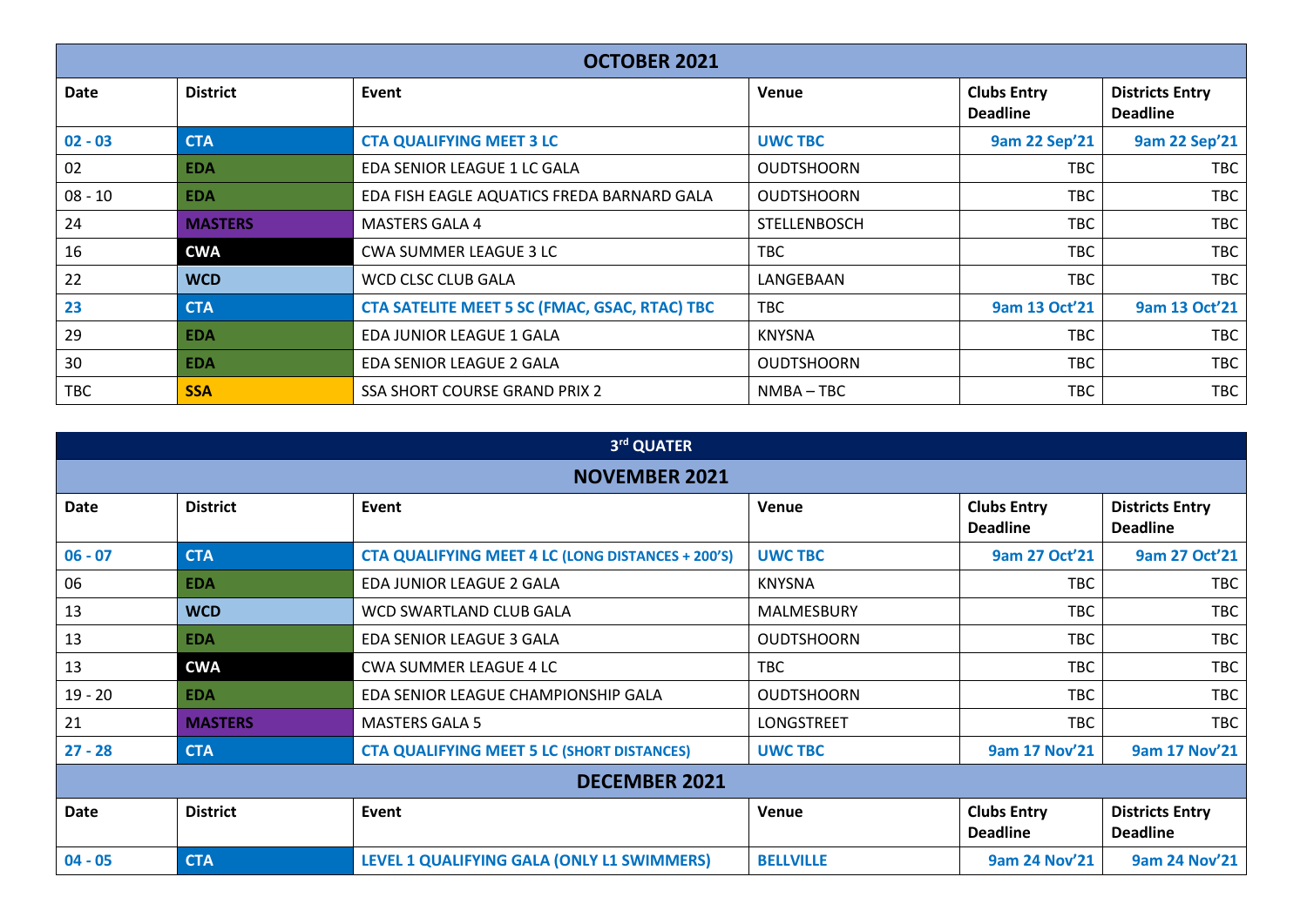| OCTOBER 2021 | | | | | |
|---|---|---|---|---|---|
| **Date** | **District** | **Event** | **Venue** | **Clubs Entry Deadline** | **Districts Entry Deadline** |
| **02 - 03** | **CTA** | **CTA QUALIFYING MEET 3 LC** | **UWC TBC** | **9am 22 Sep'21** | **9am 22 Sep'21** |
| 02 | **EDA** | EDA SENIOR LEAGUE 1 LC GALA | OUDTSHOORN | TBC | TBC |
| 08 - 10 | **EDA** | EDA FISH EAGLE AQUATICS FREDA BARNARD GALA | OUDTSHOORN | TBC | TBC |
| 24 | **MASTERS** | MASTERS GALA 4 | STELLENBOSCH | TBC | TBC |
| 16 | **CWA** | CWA SUMMER LEAGUE 3 LC | TBC | TBC | TBC |
| 22 | **WCD** | WCD CLSC CLUB GALA | LANGEBAAN | TBC | TBC |
| **23** | **CTA** | **CTA SATELITE MEET 5 SC (FMAC, GSAC, RTAC) TBC** | TBC | **9am 13 Oct'21** | **9am 13 Oct'21** |
| 29 | **EDA** | EDA JUNIOR LEAGUE 1 GALA | KNYSNA | TBC | TBC |
| 30 | **EDA** | EDA SENIOR LEAGUE 2 GALA | OUDTSHOORN | TBC | TBC |
| TBC | **SSA** | SSA SHORT COURSE GRAND PRIX 2 | NMBA – TBC | TBC | TBC |

| 3rd QUATER | | | | | |
|---|---|---|---|---|---|
| **NOVEMBER 2021** | | | | | |
| **Date** | **District** | **Event** | **Venue** | **Clubs Entry Deadline** | **Districts Entry Deadline** |
| **06 - 07** | **CTA** | **CTA QUALIFYING MEET 4 LC (LONG DISTANCES + 200'S)** | **UWC TBC** | **9am 27 Oct'21** | **9am 27 Oct'21** |
| 06 | **EDA** | EDA JUNIOR LEAGUE 2 GALA | KNYSNA | TBC | TBC |
| 13 | **WCD** | WCD SWARTLAND CLUB GALA | MALMESBURY | TBC | TBC |
| 13 | **EDA** | EDA SENIOR LEAGUE 3 GALA | OUDTSHOORN | TBC | TBC |
| 13 | **CWA** | CWA SUMMER LEAGUE 4 LC | TBC | TBC | TBC |
| 19 - 20 | **EDA** | EDA SENIOR LEAGUE CHAMPIONSHIP GALA | OUDTSHOORN | TBC | TBC |
| 21 | **MASTERS** | MASTERS GALA 5 | LONGSTREET | TBC | TBC |
| **27 - 28** | **CTA** | **CTA QUALIFYING MEET 5 LC (SHORT DISTANCES)** | **UWC TBC** | **9am 17 Nov'21** | **9am 17 Nov'21** |
| **DECEMBER 2021** | | | | | |
| **Date** | **District** | **Event** | **Venue** | **Clubs Entry Deadline** | **Districts Entry Deadline** |
| **04 - 05** | **CTA** | **LEVEL 1 QUALIFYING GALA (ONLY L1 SWIMMERS)** | **BELLVILLE** | **9am 24 Nov'21** | **9am 24 Nov'21** |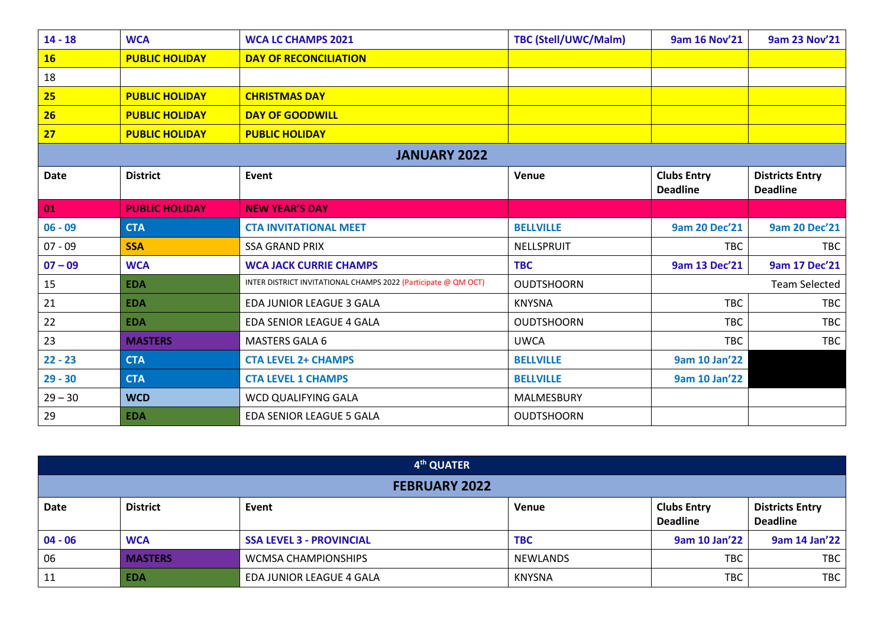| 14 - 18 | WCA | WCA LC CHAMPS 2021 | TBC (Stell/UWC/Malm) | 9am 16 Nov'21 | 9am 23 Nov'21 |
|---|---|---|---|---|---|
| 16 | PUBLIC HOLIDAY | DAY OF RECONCILIATION | | | |
| 18 | | | | | |
| 25 | PUBLIC HOLIDAY | CHRISTMAS DAY | | | |
| 26 | PUBLIC HOLIDAY | DAY OF GOODWILL | | | |
| 27 | PUBLIC HOLIDAY | PUBLIC HOLIDAY | | | |

## JANUARY 2022

| Date | District | Event | Venue | Clubs Entry Deadline | Districts Entry Deadline |
|---|---|---|---|---|---|
| 01 | PUBLIC HOLIDAY | NEW YEAR'S DAY | | | |
| 06 - 09 | CTA | CTA INVITATIONAL MEET | BELLVILLE | 9am 20 Dec'21 | 9am 20 Dec'21 |
| 07 - 09 | SSA | SSA GRAND PRIX | NELLSPRUIT | TBC | TBC |
| 07 – 09 | WCA | WCA JACK CURRIE CHAMPS | TBC | 9am 13 Dec'21 | 9am 17 Dec'21 |
| 15 | EDA | INTER DISTRICT INVITATIONAL CHAMPS 2022 (Participate @ QM OCT) | OUDTSHOORN | Team Selected | |
| 21 | EDA | EDA JUNIOR LEAGUE 3 GALA | KNYSNA | TBC | TBC |
| 22 | EDA | EDA SENIOR LEAGUE 4 GALA | OUDTSHOORN | TBC | TBC |
| 23 | MASTERS | MASTERS GALA 6 | UWCA | TBC | TBC |
| 22 - 23 | CTA | CTA LEVEL 2+ CHAMPS | BELLVILLE | 9am 10 Jan'22 | |
| 29 - 30 | CTA | CTA LEVEL 1 CHAMPS | BELLVILLE | 9am 10 Jan'22 | |
| 29 – 30 | WCD | WCD QUALIFYING GALA | MALMESBURY | | |
| 29 | EDA | EDA SENIOR LEAGUE 5 GALA | OUDTSHOORN | | |

## 4th QUATER

## FEBRUARY 2022

| Date | District | Event | Venue | Clubs Entry Deadline | Districts Entry Deadline |
|---|---|---|---|---|---|
| 04 - 06 | WCA | SSA LEVEL 3 - PROVINCIAL | TBC | 9am 10 Jan'22 | 9am 14 Jan'22 |
| 06 | MASTERS | WCMSA CHAMPIONSHIPS | NEWLANDS | TBC | TBC |
| 11 | EDA | EDA JUNIOR LEAGUE 4 GALA | KNYSNA | TBC | TBC |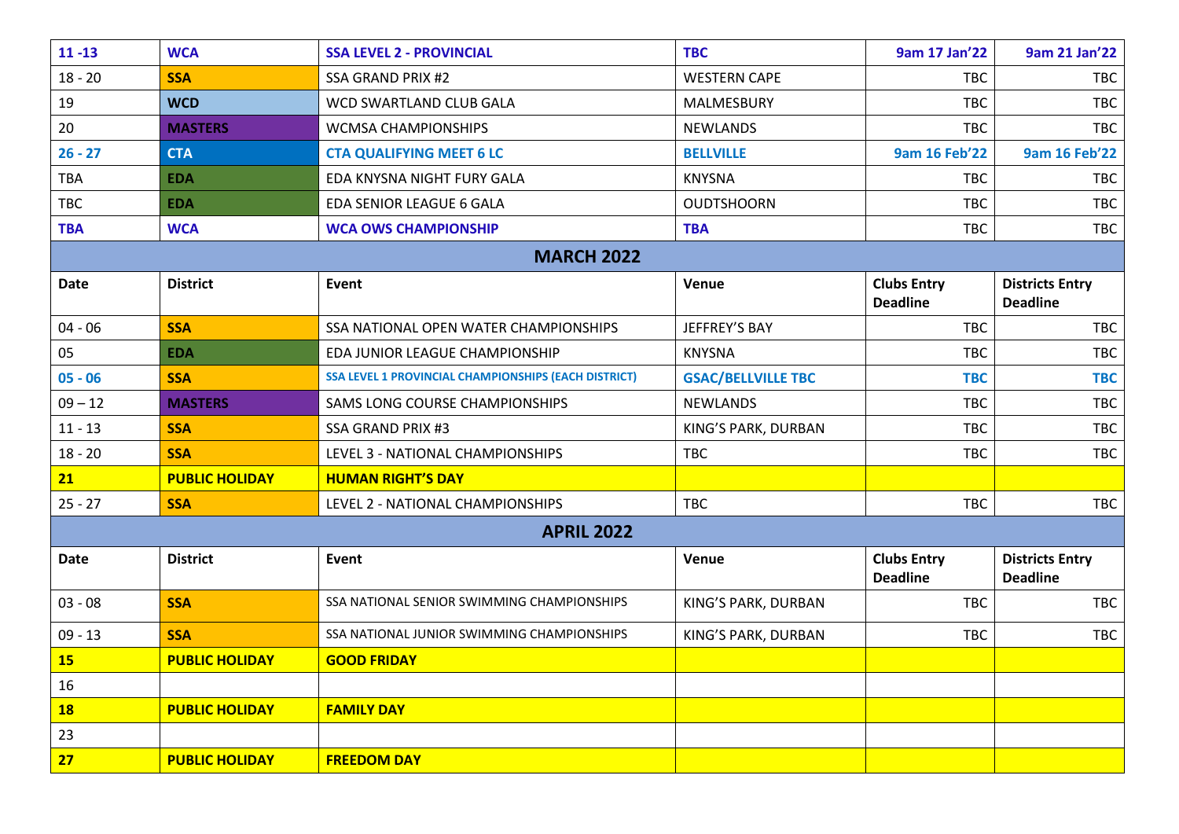| Date | District | Event | Venue | Clubs Entry Deadline | Districts Entry Deadline |
|---|---|---|---|---|---|
| **11 -13** | **WCA** | **SSA LEVEL 2 - PROVINCIAL** | **TBC** | **9am 17 Jan'22** | **9am 21 Jan'22** |
| 18 - 20 | **SSA** | SSA GRAND PRIX #2 | WESTERN CAPE | TBC | TBC |
| 19 | **WCD** | WCD SWARTLAND CLUB GALA | MALMESBURY | TBC | TBC |
| 20 | **MASTERS** | WCMSA CHAMPIONSHIPS | NEWLANDS | TBC | TBC |
| **26 - 27** | **CTA** | **CTA QUALIFYING MEET 6 LC** | **BELLVILLE** | **9am 16 Feb'22** | **9am 16 Feb'22** |
| TBA | **EDA** | EDA KNYSNA NIGHT FURY GALA | KNYSNA | TBC | TBC |
| TBC | **EDA** | EDA SENIOR LEAGUE 6 GALA | OUDTSHOORN | TBC | TBC |
| **TBA** | **WCA** | **WCA OWS CHAMPIONSHIP** | **TBA** | TBC | TBC |
| | | **MARCH 2022** | | | |
| **Date** | **District** | **Event** | **Venue** | **Clubs Entry Deadline** | **Districts Entry Deadline** |
| 04 - 06 | **SSA** | SSA NATIONAL OPEN WATER CHAMPIONSHIPS | JEFFREY'S BAY | TBC | TBC |
| 05 | **EDA** | EDA JUNIOR LEAGUE CHAMPIONSHIP | KNYSNA | TBC | TBC |
| **05 - 06** | **SSA** | **SSA LEVEL 1 PROVINCIAL CHAMPIONSHIPS (EACH DISTRICT)** | **GSAC/BELLVILLE TBC** | **TBC** | **TBC** |
| 09 – 12 | **MASTERS** | SAMS LONG COURSE CHAMPIONSHIPS | NEWLANDS | TBC | TBC |
| 11 - 13 | **SSA** | SSA GRAND PRIX #3 | KING'S PARK, DURBAN | TBC | TBC |
| 18 - 20 | **SSA** | LEVEL 3 - NATIONAL CHAMPIONSHIPS | TBC | TBC | TBC |
| **21** | **PUBLIC HOLIDAY** | **HUMAN RIGHT'S DAY** | | | |
| 25 - 27 | **SSA** | LEVEL 2 - NATIONAL CHAMPIONSHIPS | TBC | TBC | TBC |
| | | **APRIL 2022** | | | |
| **Date** | **District** | **Event** | **Venue** | **Clubs Entry Deadline** | **Districts Entry Deadline** |
| 03 - 08 | **SSA** | SSA NATIONAL SENIOR SWIMMING CHAMPIONSHIPS | KING'S PARK, DURBAN | TBC | TBC |
| 09 - 13 | **SSA** | SSA NATIONAL JUNIOR SWIMMING CHAMPIONSHIPS | KING'S PARK, DURBAN | TBC | TBC |
| **15** | **PUBLIC HOLIDAY** | **GOOD FRIDAY** | | | |
| 16 | | | | | |
| **18** | **PUBLIC HOLIDAY** | **FAMILY DAY** | | | |
| 23 | | | | | |
| **27** | **PUBLIC HOLIDAY** | **FREEDOM DAY** | | | |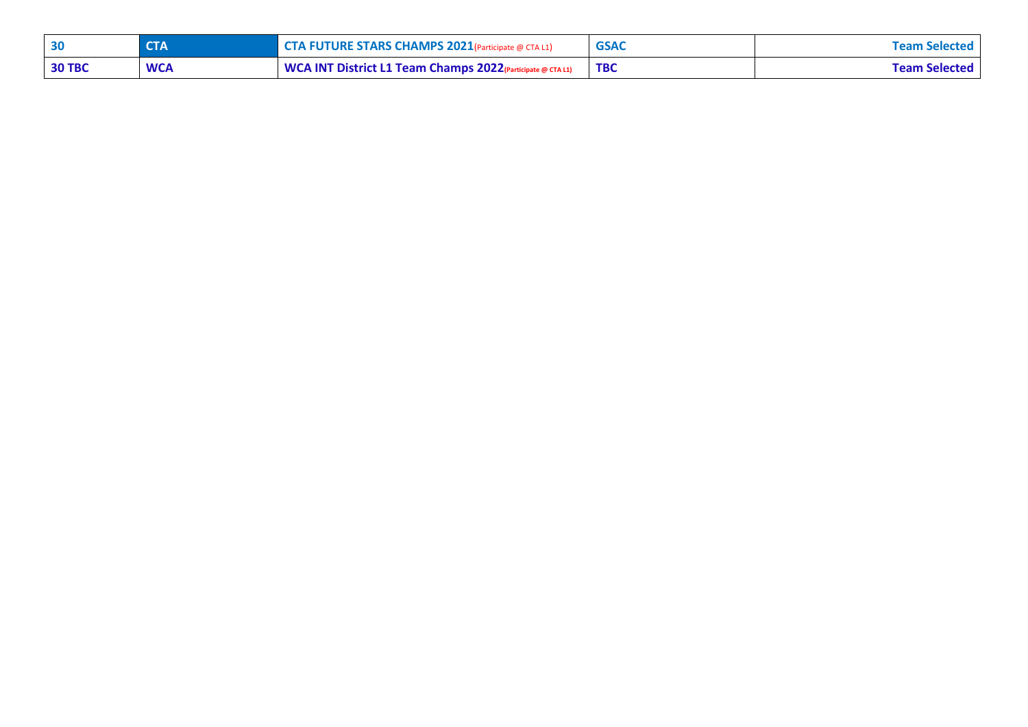| | | | | |
|---|---|---|---|---|
| 30 | CTA | CTA FUTURE STARS CHAMPS 2021(Participate @ CTA L1) | GSAC | Team Selected |
| 30 TBC | WCA | WCA INT District L1 Team Champs 2022(Participate @ CTA L1) | TBC | Team Selected |